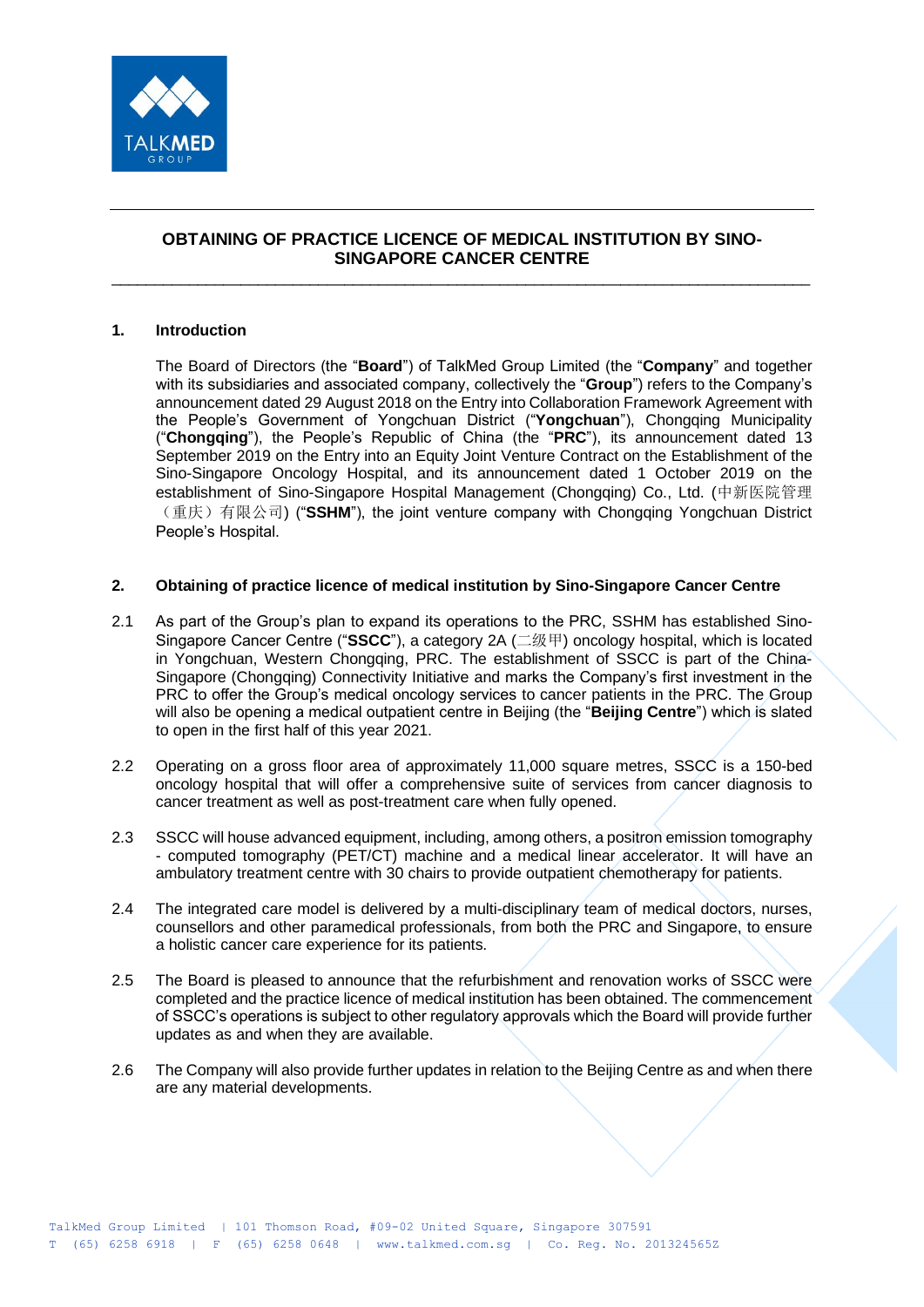# OBTAINING OF PRACTICE LICENCE OF MEDICAL INSTITUTION BY SINO-SINGAPORE CANCER CENTRE

## 1. Introduction

The Board of Directors (the "**Board**") of TalkMed Group Limited (the "**Company**" and together with its subsidiaries and associated company, collectively the "**Group**") refers to the Company's announcement dated 29 August 2018 on the Entry into Collaboration Framework Agreement with the People's Government of Yongchuan District ("**Yongchuan**"), Chongqing Municipality ("**Chongqing**"), the People's Republic of China (the "**PRC**"), its announcement dated 13 September 2019 on the Entry into an Equity Joint Venture Contract on the Establishment of the Sino-Singapore Oncology Hospital, and its announcement dated 1 October 2019 on the establishment of Sino-Singapore Hospital Management (Chongqing) Co., Ltd. (中新医院管理（重庆）有限公司) ("**SSHM**"), the joint venture company with Chongqing Yongchuan District People's Hospital.

## 2. Obtaining of practice licence of medical institution by Sino-Singapore Cancer Centre

2.1 As part of the Group's plan to expand its operations to the PRC, SSHM has established Sino-Singapore Cancer Centre ("**SSCC**"), a category 2A (二级甲) oncology hospital, which is located in Yongchuan, Western Chongqing, PRC. The establishment of SSCC is part of the China-Singapore (Chongqing) Connectivity Initiative and marks the Company's first investment in the PRC to offer the Group's medical oncology services to cancer patients in the PRC. The Group will also be opening a medical outpatient centre in Beijing (the "**Beijing Centre**") which is slated to open in the first half of this year 2021.

2.2 Operating on a gross floor area of approximately 11,000 square metres, SSCC is a 150-bed oncology hospital that will offer a comprehensive suite of services from cancer diagnosis to cancer treatment as well as post-treatment care when fully opened.

2.3 SSCC will house advanced equipment, including, among others, a positron emission tomography - computed tomography (PET/CT) machine and a medical linear accelerator. It will have an ambulatory treatment centre with 30 chairs to provide outpatient chemotherapy for patients.

2.4 The integrated care model is delivered by a multi-disciplinary team of medical doctors, nurses, counsellors and other paramedical professionals, from both the PRC and Singapore, to ensure a holistic cancer care experience for its patients.

2.5 The Board is pleased to announce that the refurbishment and renovation works of SSCC were completed and the practice licence of medical institution has been obtained. The commencement of SSCC's operations is subject to other regulatory approvals which the Board will provide further updates as and when they are available.

2.6 The Company will also provide further updates in relation to the Beijing Centre as and when there are any material developments.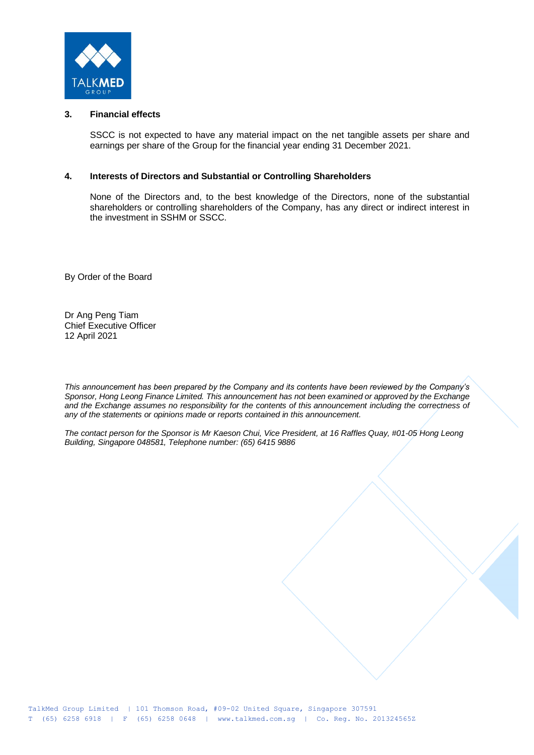### 3. Financial effects

SSCC is not expected to have any material impact on the net tangible assets per share and earnings per share of the Group for the financial year ending 31 December 2021.

### 4. Interests of Directors and Substantial or Controlling Shareholders

None of the Directors and, to the best knowledge of the Directors, none of the substantial shareholders or controlling shareholders of the Company, has any direct or indirect interest in the investment in SSHM or SSCC.

By Order of the Board

Dr Ang Peng Tiam
Chief Executive Officer
12 April 2021

*This announcement has been prepared by the Company and its contents have been reviewed by the Company's Sponsor, Hong Leong Finance Limited. This announcement has not been examined or approved by the Exchange and the Exchange assumes no responsibility for the contents of this announcement including the correctness of any of the statements or opinions made or reports contained in this announcement.*

*The contact person for the Sponsor is Mr Kaeson Chui, Vice President, at 16 Raffles Quay, #01-05 Hong Leong Building, Singapore 048581, Telephone number: (65) 6415 9886*